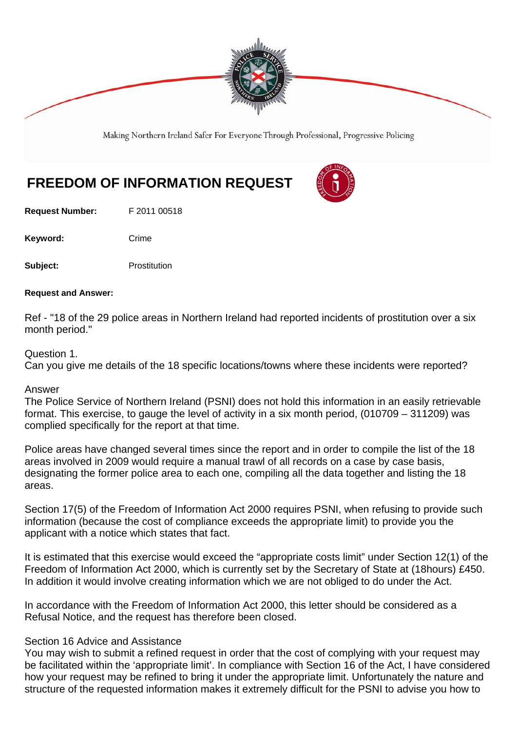Making Northern Ireland Safer For Everyone Through Professional, Progressive Policing

# FREEDOM OF INFORMATION REQUEST

**Request Number:** F 2011 00518

**Keyword:** Crime

**Subject:** Prostitution

**Request and Answer:**

Ref - "18 of the 29 police areas in Northern Ireland had reported incidents of prostitution over a six month period."

Question 1.
Can you give me details of the 18 specific locations/towns where these incidents were reported?

Answer
The Police Service of Northern Ireland (PSNI) does not hold this information in an easily retrievable format. This exercise, to gauge the level of activity in a six month period, (010709 – 311209) was complied specifically for the report at that time.

Police areas have changed several times since the report and in order to compile the list of the 18 areas involved in 2009 would require a manual trawl of all records on a case by case basis, designating the former police area to each one, compiling all the data together and listing the 18 areas.

Section 17(5) of the Freedom of Information Act 2000 requires PSNI, when refusing to provide such information (because the cost of compliance exceeds the appropriate limit) to provide you the applicant with a notice which states that fact.

It is estimated that this exercise would exceed the "appropriate costs limit" under Section 12(1) of the Freedom of Information Act 2000, which is currently set by the Secretary of State at (18hours) £450. In addition it would involve creating information which we are not obliged to do under the Act.

In accordance with the Freedom of Information Act 2000, this letter should be considered as a Refusal Notice, and the request has therefore been closed.

Section 16 Advice and Assistance
You may wish to submit a refined request in order that the cost of complying with your request may be facilitated within the 'appropriate limit'. In compliance with Section 16 of the Act, I have considered how your request may be refined to bring it under the appropriate limit. Unfortunately the nature and structure of the requested information makes it extremely difficult for the PSNI to advise you how to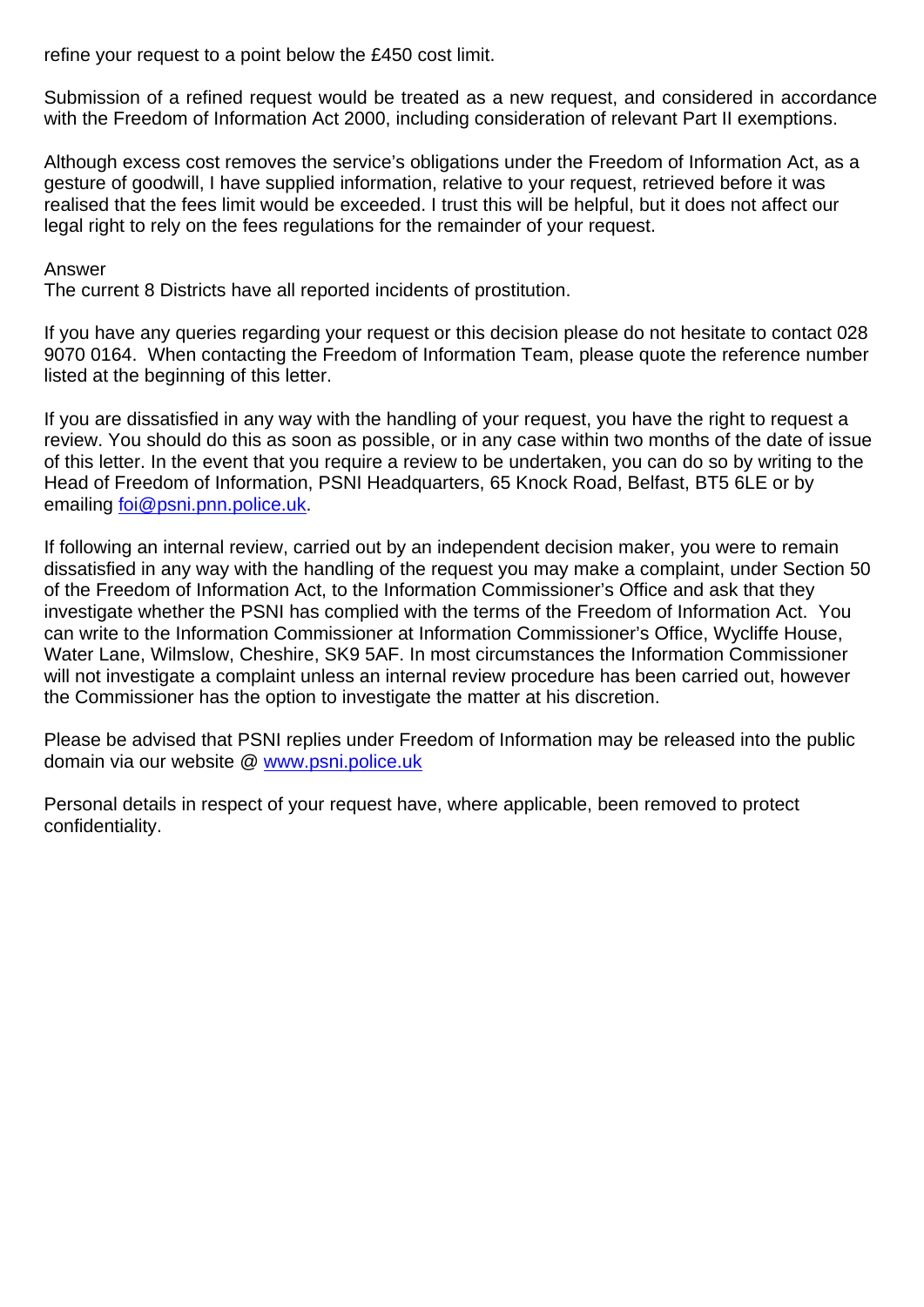refine your request to a point below the £450 cost limit.

Submission of a refined request would be treated as a new request, and considered in accordance with the Freedom of Information Act 2000, including consideration of relevant Part II exemptions.

Although excess cost removes the service's obligations under the Freedom of Information Act, as a gesture of goodwill, I have supplied information, relative to your request, retrieved before it was realised that the fees limit would be exceeded. I trust this will be helpful, but it does not affect our legal right to rely on the fees regulations for the remainder of your request.

Answer
The current 8 Districts have all reported incidents of prostitution.

If you have any queries regarding your request or this decision please do not hesitate to contact 028 9070 0164. When contacting the Freedom of Information Team, please quote the reference number listed at the beginning of this letter.

If you are dissatisfied in any way with the handling of your request, you have the right to request a review. You should do this as soon as possible, or in any case within two months of the date of issue of this letter. In the event that you require a review to be undertaken, you can do so by writing to the Head of Freedom of Information, PSNI Headquarters, 65 Knock Road, Belfast, BT5 6LE or by emailing foi@psni.pnn.police.uk.

If following an internal review, carried out by an independent decision maker, you were to remain dissatisfied in any way with the handling of the request you may make a complaint, under Section 50 of the Freedom of Information Act, to the Information Commissioner's Office and ask that they investigate whether the PSNI has complied with the terms of the Freedom of Information Act. You can write to the Information Commissioner at Information Commissioner's Office, Wycliffe House, Water Lane, Wilmslow, Cheshire, SK9 5AF. In most circumstances the Information Commissioner will not investigate a complaint unless an internal review procedure has been carried out, however the Commissioner has the option to investigate the matter at his discretion.

Please be advised that PSNI replies under Freedom of Information may be released into the public domain via our website @ www.psni.police.uk

Personal details in respect of your request have, where applicable, been removed to protect confidentiality.